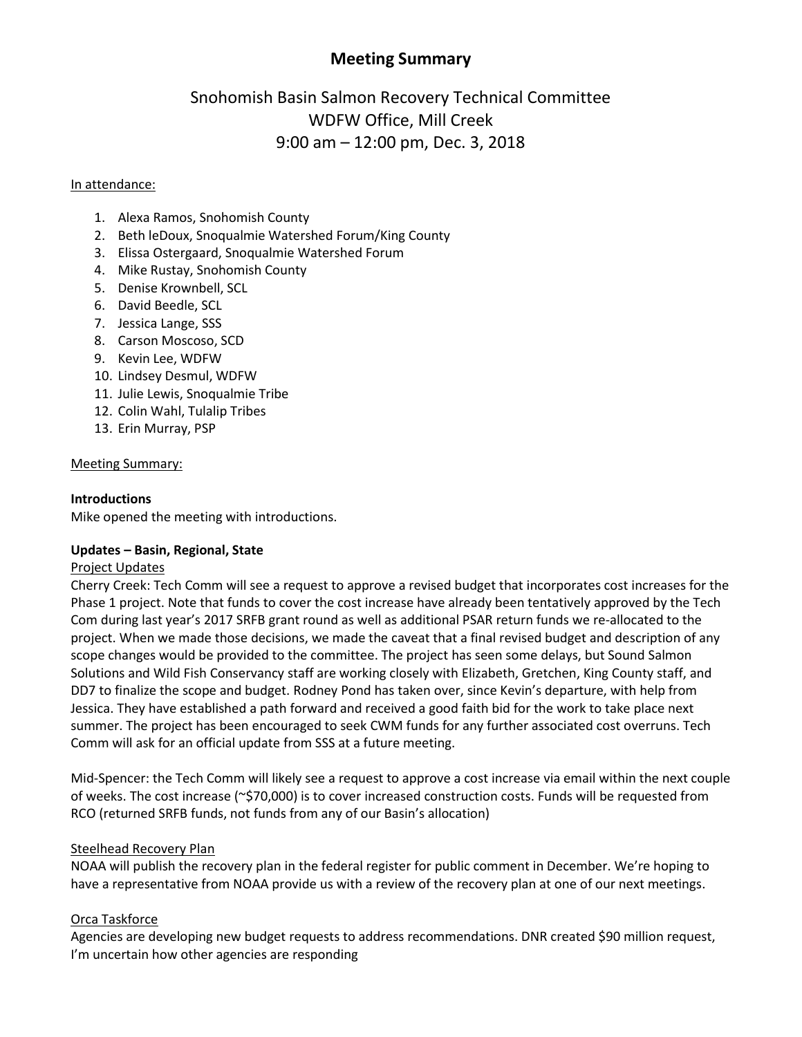# Meeting Summary

## Snohomish Basin Salmon Recovery Technical Committee
## WDFW Office, Mill Creek
## 9:00 am – 12:00 pm, Dec. 3, 2018

In attendance:

1. Alexa Ramos, Snohomish County
2. Beth leDoux, Snoqualmie Watershed Forum/King County
3. Elissa Ostergaard, Snoqualmie Watershed Forum
4. Mike Rustay, Snohomish County
5. Denise Krownbell, SCL
6. David Beedle, SCL
7. Jessica Lange, SSS
8. Carson Moscoso, SCD
9. Kevin Lee, WDFW
10. Lindsey Desmul, WDFW
11. Julie Lewis, Snoqualmie Tribe
12. Colin Wahl, Tulalip Tribes
13. Erin Murray, PSP

Meeting Summary:

**Introductions**

Mike opened the meeting with introductions.

**Updates – Basin, Regional, State**

Project Updates

Cherry Creek: Tech Comm will see a request to approve a revised budget that incorporates cost increases for the Phase 1 project. Note that funds to cover the cost increase have already been tentatively approved by the Tech Com during last year's 2017 SRFB grant round as well as additional PSAR return funds we re-allocated to the project. When we made those decisions, we made the caveat that a final revised budget and description of any scope changes would be provided to the committee. The project has seen some delays, but Sound Salmon Solutions and Wild Fish Conservancy staff are working closely with Elizabeth, Gretchen, King County staff, and DD7 to finalize the scope and budget. Rodney Pond has taken over, since Kevin's departure, with help from Jessica. They have established a path forward and received a good faith bid for the work to take place next summer. The project has been encouraged to seek CWM funds for any further associated cost overruns. Tech Comm will ask for an official update from SSS at a future meeting.

Mid-Spencer: the Tech Comm will likely see a request to approve a cost increase via email within the next couple of weeks. The cost increase (~$70,000) is to cover increased construction costs. Funds will be requested from RCO (returned SRFB funds, not funds from any of our Basin's allocation)

Steelhead Recovery Plan

NOAA will publish the recovery plan in the federal register for public comment in December. We're hoping to have a representative from NOAA provide us with a review of the recovery plan at one of our next meetings.

Orca Taskforce

Agencies are developing new budget requests to address recommendations. DNR created $90 million request, I'm uncertain how other agencies are responding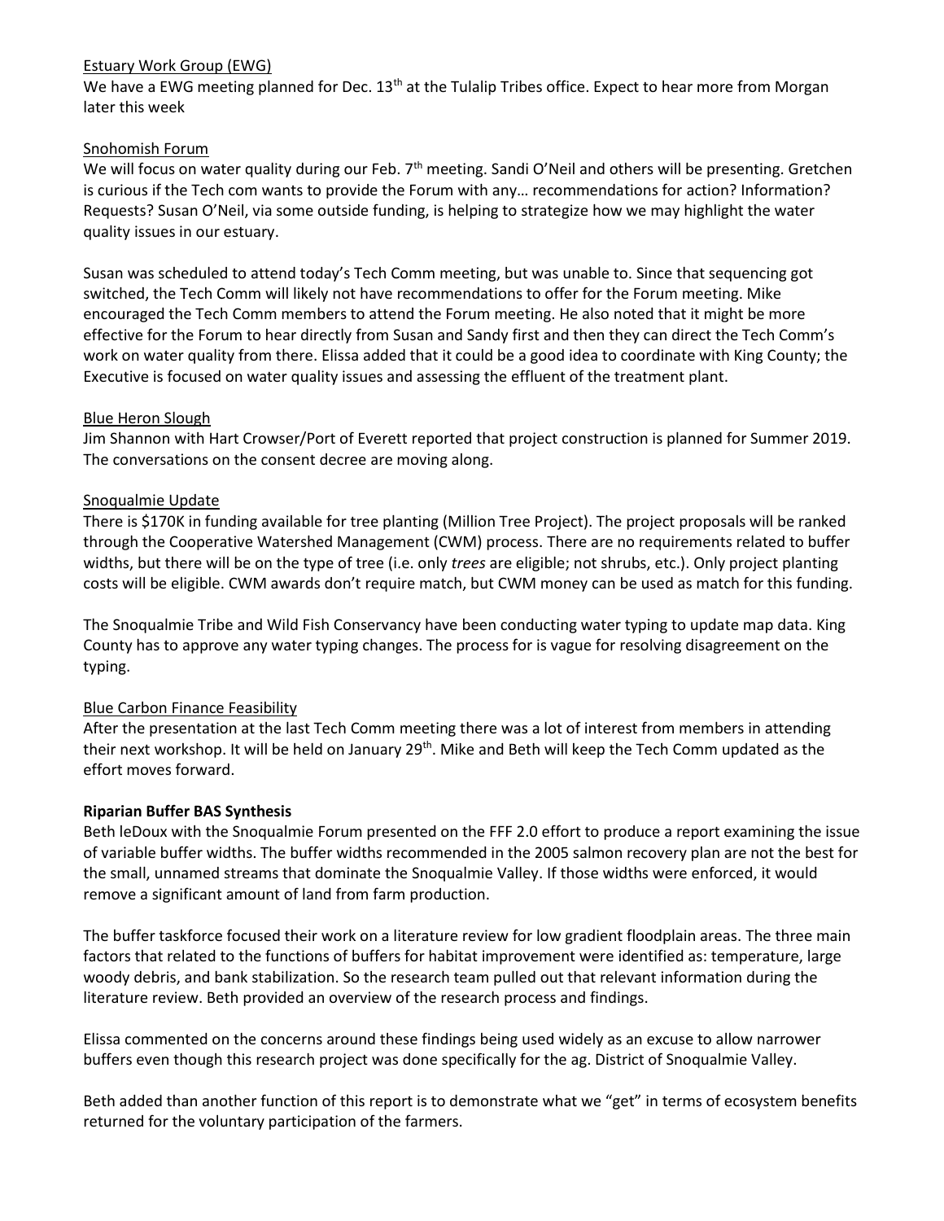Estuary Work Group (EWG)

We have a EWG meeting planned for Dec. 13th at the Tulalip Tribes office. Expect to hear more from Morgan later this week

Snohomish Forum

We will focus on water quality during our Feb. 7th meeting. Sandi O'Neil and others will be presenting. Gretchen is curious if the Tech com wants to provide the Forum with any… recommendations for action? Information? Requests? Susan O'Neil, via some outside funding, is helping to strategize how we may highlight the water quality issues in our estuary.

Susan was scheduled to attend today's Tech Comm meeting, but was unable to. Since that sequencing got switched, the Tech Comm will likely not have recommendations to offer for the Forum meeting. Mike encouraged the Tech Comm members to attend the Forum meeting. He also noted that it might be more effective for the Forum to hear directly from Susan and Sandy first and then they can direct the Tech Comm's work on water quality from there. Elissa added that it could be a good idea to coordinate with King County; the Executive is focused on water quality issues and assessing the effluent of the treatment plant.

Blue Heron Slough

Jim Shannon with Hart Crowser/Port of Everett reported that project construction is planned for Summer 2019. The conversations on the consent decree are moving along.

Snoqualmie Update

There is $170K in funding available for tree planting (Million Tree Project). The project proposals will be ranked through the Cooperative Watershed Management (CWM) process. There are no requirements related to buffer widths, but there will be on the type of tree (i.e. only *trees* are eligible; not shrubs, etc.). Only project planting costs will be eligible. CWM awards don't require match, but CWM money can be used as match for this funding.

The Snoqualmie Tribe and Wild Fish Conservancy have been conducting water typing to update map data. King County has to approve any water typing changes. The process for is vague for resolving disagreement on the typing.

Blue Carbon Finance Feasibility

After the presentation at the last Tech Comm meeting there was a lot of interest from members in attending their next workshop. It will be held on January 29th. Mike and Beth will keep the Tech Comm updated as the effort moves forward.

**Riparian Buffer BAS Synthesis**

Beth leDoux with the Snoqualmie Forum presented on the FFF 2.0 effort to produce a report examining the issue of variable buffer widths. The buffer widths recommended in the 2005 salmon recovery plan are not the best for the small, unnamed streams that dominate the Snoqualmie Valley. If those widths were enforced, it would remove a significant amount of land from farm production.

The buffer taskforce focused their work on a literature review for low gradient floodplain areas. The three main factors that related to the functions of buffers for habitat improvement were identified as: temperature, large woody debris, and bank stabilization. So the research team pulled out that relevant information during the literature review. Beth provided an overview of the research process and findings.

Elissa commented on the concerns around these findings being used widely as an excuse to allow narrower buffers even though this research project was done specifically for the ag. District of Snoqualmie Valley.

Beth added than another function of this report is to demonstrate what we "get" in terms of ecosystem benefits returned for the voluntary participation of the farmers.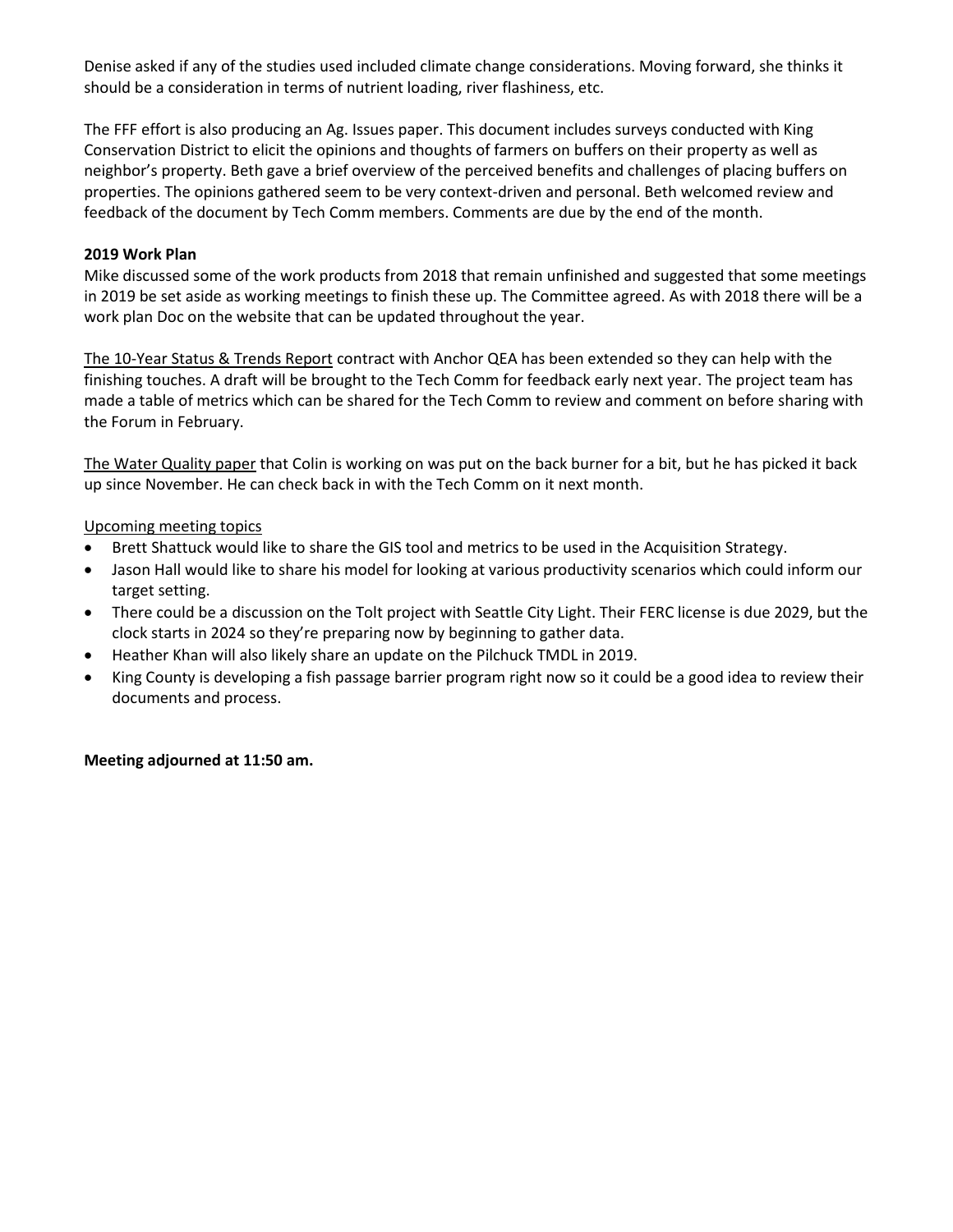Denise asked if any of the studies used included climate change considerations. Moving forward, she thinks it should be a consideration in terms of nutrient loading, river flashiness, etc.

The FFF effort is also producing an Ag. Issues paper. This document includes surveys conducted with King Conservation District to elicit the opinions and thoughts of farmers on buffers on their property as well as neighbor's property. Beth gave a brief overview of the perceived benefits and challenges of placing buffers on properties. The opinions gathered seem to be very context-driven and personal. Beth welcomed review and feedback of the document by Tech Comm members. Comments are due by the end of the month.

**2019 Work Plan**

Mike discussed some of the work products from 2018 that remain unfinished and suggested that some meetings in 2019 be set aside as working meetings to finish these up. The Committee agreed. As with 2018 there will be a work plan Doc on the website that can be updated throughout the year.

<u>The 10-Year Status & Trends Report</u> contract with Anchor QEA has been extended so they can help with the finishing touches. A draft will be brought to the Tech Comm for feedback early next year. The project team has made a table of metrics which can be shared for the Tech Comm to review and comment on before sharing with the Forum in February.

<u>The Water Quality paper</u> that Colin is working on was put on the back burner for a bit, but he has picked it back up since November. He can check back in with the Tech Comm on it next month.

<u>Upcoming meeting topics</u>

- Brett Shattuck would like to share the GIS tool and metrics to be used in the Acquisition Strategy.
- Jason Hall would like to share his model for looking at various productivity scenarios which could inform our target setting.
- There could be a discussion on the Tolt project with Seattle City Light. Their FERC license is due 2029, but the clock starts in 2024 so they're preparing now by beginning to gather data.
- Heather Khan will also likely share an update on the Pilchuck TMDL in 2019.
- King County is developing a fish passage barrier program right now so it could be a good idea to review their documents and process.

**Meeting adjourned at 11:50 am.**